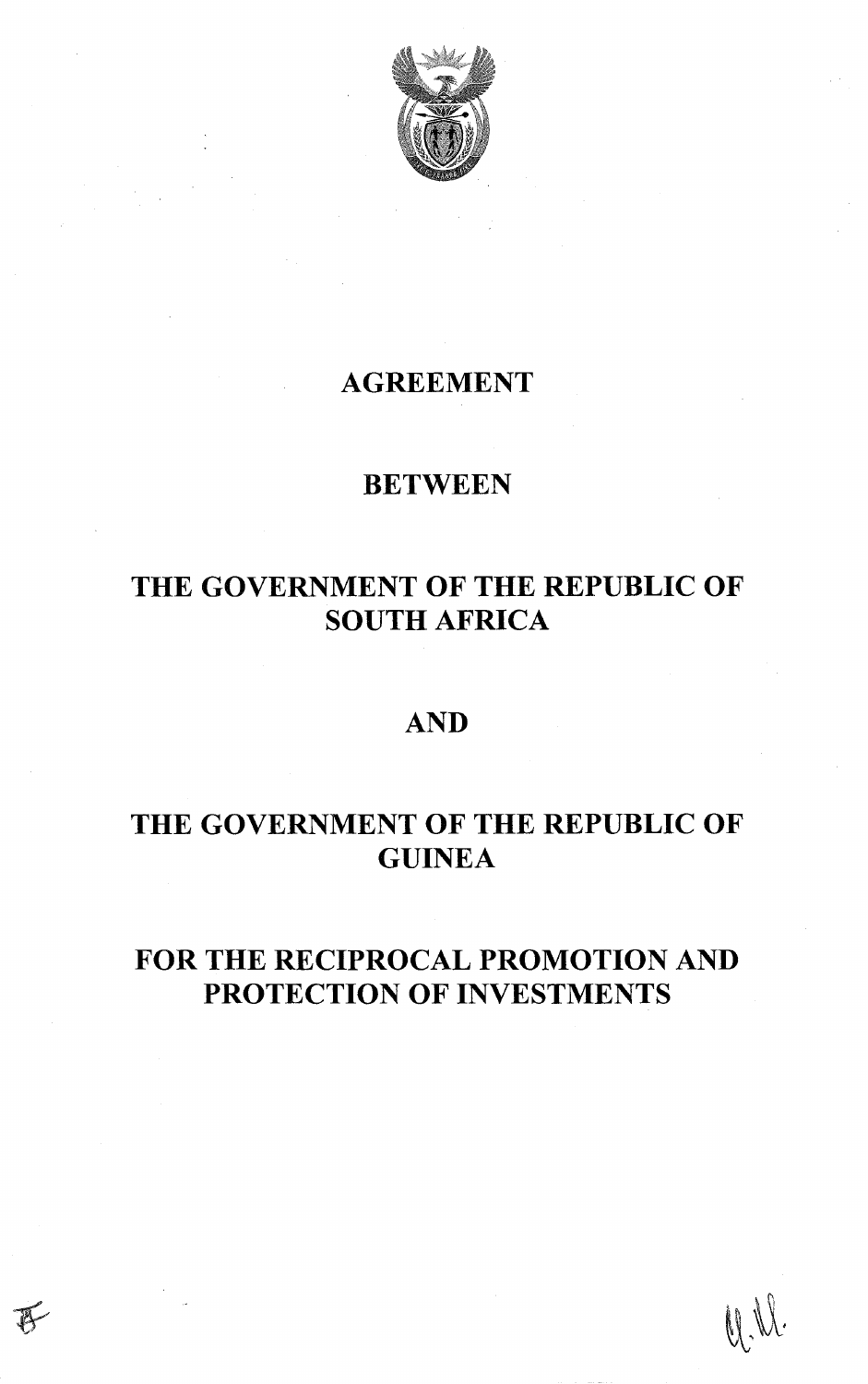# AGREEMENT

# BETWEEN

# THE GOVERNMENT OF THE REPUBLIC OF SOUTH AFRICA

# AND

# THE GOVERNMENT OF THE REPUBLIC OF GUINEA

# FOR THE RECIPROCAL PROMOTION AND PROTECTION OF INVESTMENTS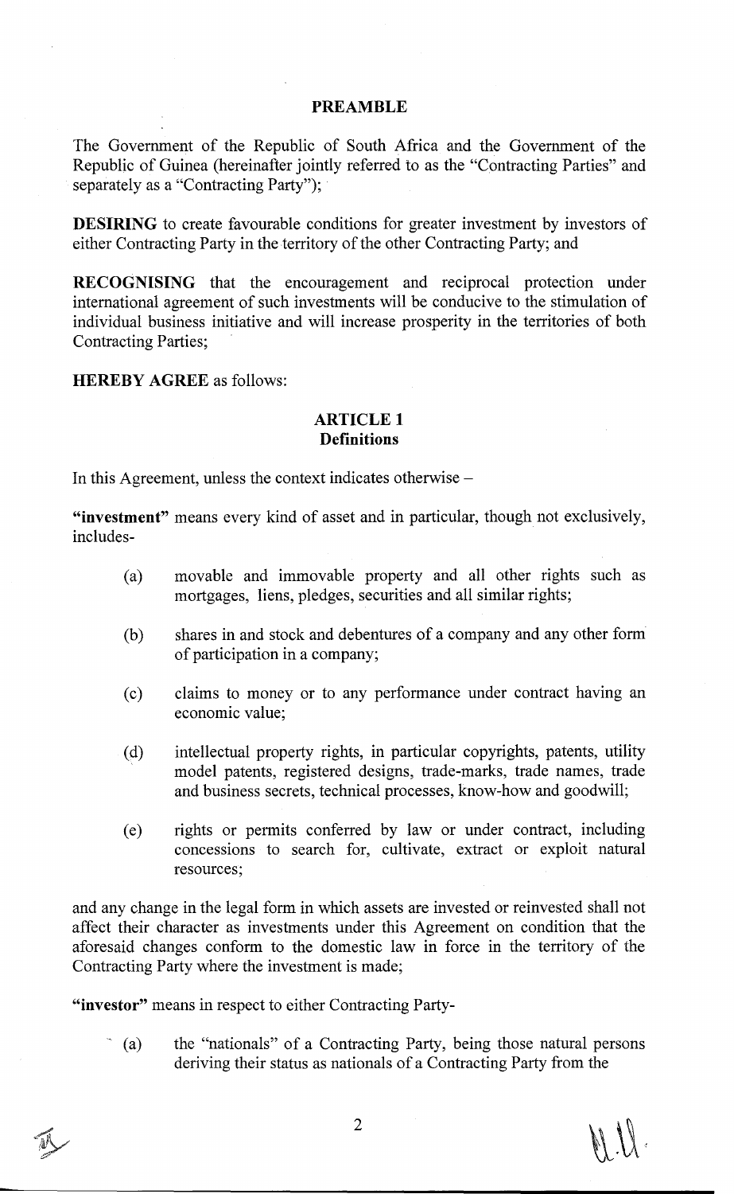## PREAMBLE

The Government of the Republic of South Africa and the Government of the Republic of Guinea (hereinafter jointly referred to as the "Contracting Parties" and separately as a "Contracting Party");

**DESIRING** to create favourable conditions for greater investment by investors of either Contracting Party in the territory of the other Contracting Party; and

**RECOGNISING** that the encouragement and reciprocal protection under international agreement of such investments will be conducive to the stimulation of individual business initiative and will increase prosperity in the territories of both Contracting Parties;

**HEREBY AGREE** as follows:

## ARTICLE 1
### Definitions

In this Agreement, unless the context indicates otherwise –

**"investment"** means every kind of asset and in particular, though not exclusively, includes-

(a) movable and immovable property and all other rights such as mortgages, liens, pledges, securities and all similar rights;

(b) shares in and stock and debentures of a company and any other form of participation in a company;

(c) claims to money or to any performance under contract having an economic value;

(d) intellectual property rights, in particular copyrights, patents, utility model patents, registered designs, trade-marks, trade names, trade and business secrets, technical processes, know-how and goodwill;

(e) rights or permits conferred by law or under contract, including concessions to search for, cultivate, extract or exploit natural resources;

and any change in the legal form in which assets are invested or reinvested shall not affect their character as investments under this Agreement on condition that the aforesaid changes conform to the domestic law in force in the territory of the Contracting Party where the investment is made;

**"investor"** means in respect to either Contracting Party-

(a) the "nationals" of a Contracting Party, being those natural persons deriving their status as nationals of a Contracting Party from the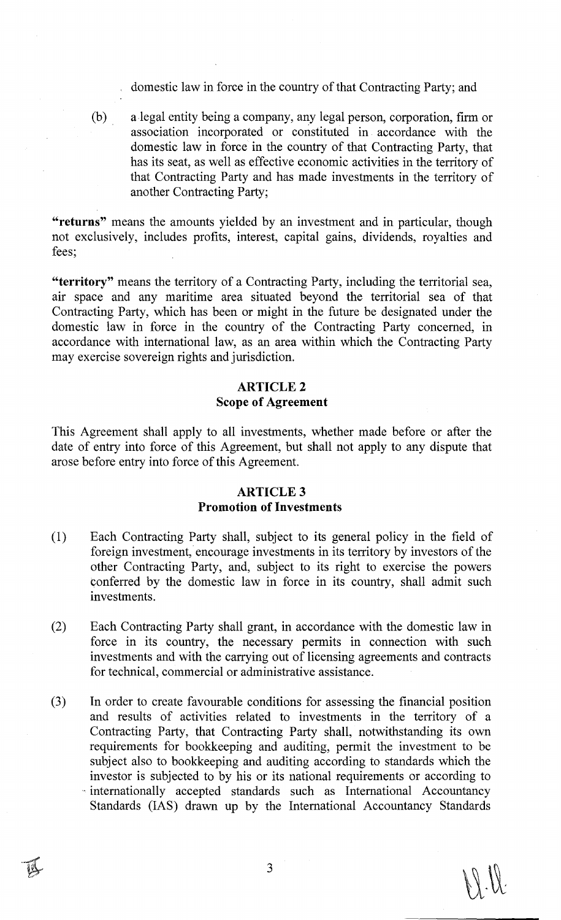domestic law in force in the country of that Contracting Party; and

(b) a legal entity being a company, any legal person, corporation, firm or association incorporated or constituted in accordance with the domestic law in force in the country of that Contracting Party, that has its seat, as well as effective economic activities in the territory of that Contracting Party and has made investments in the territory of another Contracting Party;

**"returns"** means the amounts yielded by an investment and in particular, though not exclusively, includes profits, interest, capital gains, dividends, royalties and fees;

**"territory"** means the territory of a Contracting Party, including the territorial sea, air space and any maritime area situated beyond the territorial sea of that Contracting Party, which has been or might in the future be designated under the domestic law in force in the country of the Contracting Party concerned, in accordance with international law, as an area within which the Contracting Party may exercise sovereign rights and jurisdiction.

## ARTICLE 2
## Scope of Agreement

This Agreement shall apply to all investments, whether made before or after the date of entry into force of this Agreement, but shall not apply to any dispute that arose before entry into force of this Agreement.

## ARTICLE 3
## Promotion of Investments

(1) Each Contracting Party shall, subject to its general policy in the field of foreign investment, encourage investments in its territory by investors of the other Contracting Party, and, subject to its right to exercise the powers conferred by the domestic law in force in its country, shall admit such investments.

(2) Each Contracting Party shall grant, in accordance with the domestic law in force in its country, the necessary permits in connection with such investments and with the carrying out of licensing agreements and contracts for technical, commercial or administrative assistance.

(3) In order to create favourable conditions for assessing the financial position and results of activities related to investments in the territory of a Contracting Party, that Contracting Party shall, notwithstanding its own requirements for bookkeeping and auditing, permit the investment to be subject also to bookkeeping and auditing according to standards which the investor is subjected to by his or its national requirements or according to internationally accepted standards such as International Accountancy Standards (IAS) drawn up by the International Accountancy Standards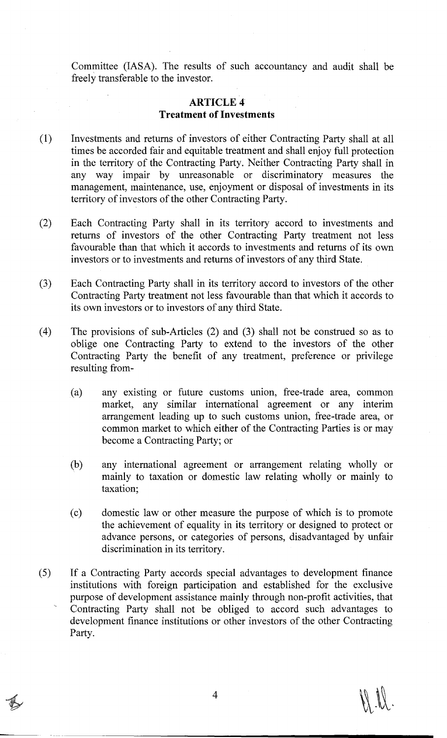Committee (IASA). The results of such accountancy and audit shall be freely transferable to the investor.

## ARTICLE 4
## Treatment of Investments

(1) Investments and returns of investors of either Contracting Party shall at all times be accorded fair and equitable treatment and shall enjoy full protection in the territory of the Contracting Party. Neither Contracting Party shall in any way impair by unreasonable or discriminatory measures the management, maintenance, use, enjoyment or disposal of investments in its territory of investors of the other Contracting Party.

(2) Each Contracting Party shall in its territory accord to investments and returns of investors of the other Contracting Party treatment not less favourable than that which it accords to investments and returns of its own investors or to investments and returns of investors of any third State.

(3) Each Contracting Party shall in its territory accord to investors of the other Contracting Party treatment not less favourable than that which it accords to its own investors or to investors of any third State.

(4) The provisions of sub-Articles (2) and (3) shall not be construed so as to oblige one Contracting Party to extend to the investors of the other Contracting Party the benefit of any treatment, preference or privilege resulting from-

   (a) any existing or future customs union, free-trade area, common market, any similar international agreement or any interim arrangement leading up to such customs union, free-trade area, or common market to which either of the Contracting Parties is or may become a Contracting Party; or

   (b) any international agreement or arrangement relating wholly or mainly to taxation or domestic law relating wholly or mainly to taxation;

   (c) domestic law or other measure the purpose of which is to promote the achievement of equality in its territory or designed to protect or advance persons, or categories of persons, disadvantaged by unfair discrimination in its territory.

(5) If a Contracting Party accords special advantages to development finance institutions with foreign participation and established for the exclusive purpose of development assistance mainly through non-profit activities, that Contracting Party shall not be obliged to accord such advantages to development finance institutions or other investors of the other Contracting Party.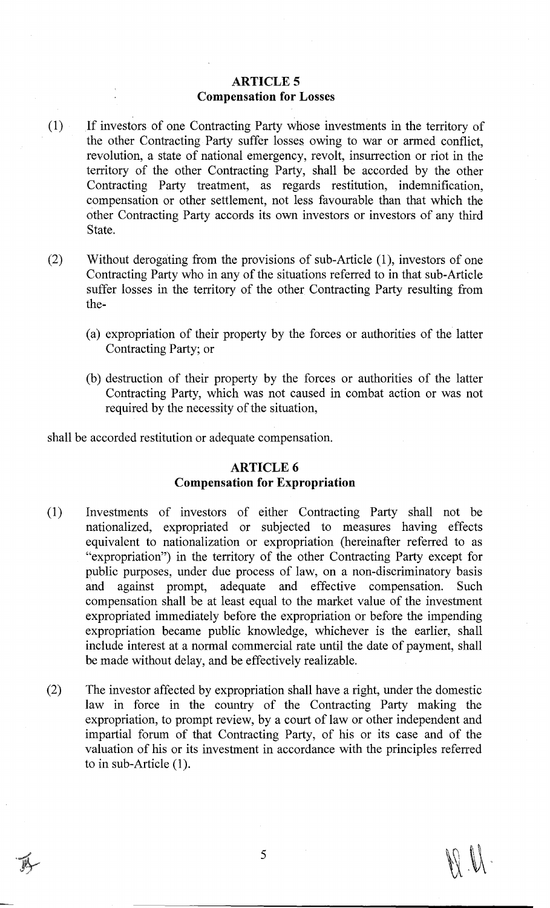## ARTICLE 5
## Compensation for Losses

(1) If investors of one Contracting Party whose investments in the territory of the other Contracting Party suffer losses owing to war or armed conflict, revolution, a state of national emergency, revolt, insurrection or riot in the territory of the other Contracting Party, shall be accorded by the other Contracting Party treatment, as regards restitution, indemnification, compensation or other settlement, not less favourable than that which the other Contracting Party accords its own investors or investors of any third State.

(2) Without derogating from the provisions of sub-Article (1), investors of one Contracting Party who in any of the situations referred to in that sub-Article suffer losses in the territory of the other Contracting Party resulting from the-

(a) expropriation of their property by the forces or authorities of the latter Contracting Party; or

(b) destruction of their property by the forces or authorities of the latter Contracting Party, which was not caused in combat action or was not required by the necessity of the situation,

shall be accorded restitution or adequate compensation.

## ARTICLE 6
## Compensation for Expropriation

(1) Investments of investors of either Contracting Party shall not be nationalized, expropriated or subjected to measures having effects equivalent to nationalization or expropriation (hereinafter referred to as "expropriation") in the territory of the other Contracting Party except for public purposes, under due process of law, on a non-discriminatory basis and against prompt, adequate and effective compensation. Such compensation shall be at least equal to the market value of the investment expropriated immediately before the expropriation or before the impending expropriation became public knowledge, whichever is the earlier, shall include interest at a normal commercial rate until the date of payment, shall be made without delay, and be effectively realizable.

(2) The investor affected by expropriation shall have a right, under the domestic law in force in the country of the Contracting Party making the expropriation, to prompt review, by a court of law or other independent and impartial forum of that Contracting Party, of his or its case and of the valuation of his or its investment in accordance with the principles referred to in sub-Article (1).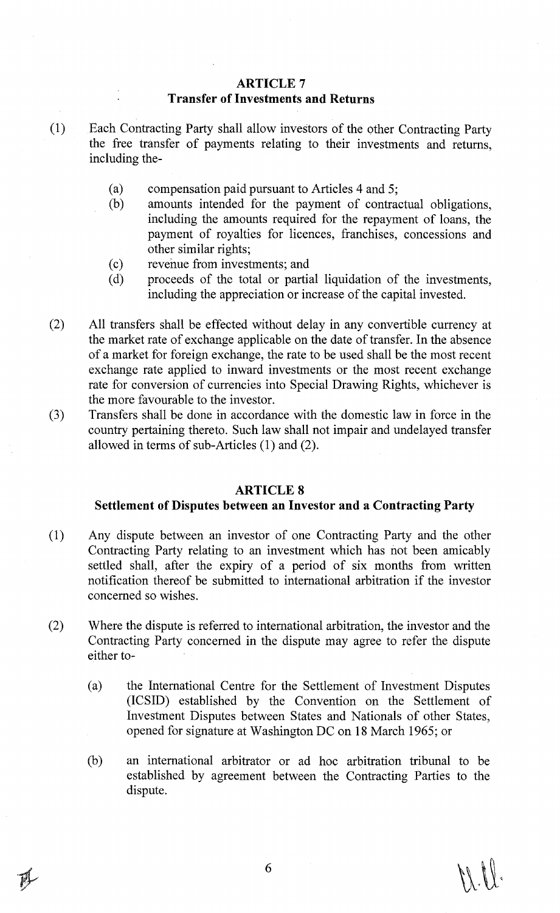## ARTICLE 7
### Transfer of Investments and Returns

(1) Each Contracting Party shall allow investors of the other Contracting Party the free transfer of payments relating to their investments and returns, including the-

- (a) compensation paid pursuant to Articles 4 and 5;
- (b) amounts intended for the payment of contractual obligations, including the amounts required for the repayment of loans, the payment of royalties for licences, franchises, concessions and other similar rights;
- (c) revenue from investments; and
- (d) proceeds of the total or partial liquidation of the investments, including the appreciation or increase of the capital invested.

(2) All transfers shall be effected without delay in any convertible currency at the market rate of exchange applicable on the date of transfer. In the absence of a market for foreign exchange, the rate to be used shall be the most recent exchange rate applied to inward investments or the most recent exchange rate for conversion of currencies into Special Drawing Rights, whichever is the more favourable to the investor.

(3) Transfers shall be done in accordance with the domestic law in force in the country pertaining thereto. Such law shall not impair and undelayed transfer allowed in terms of sub-Articles (1) and (2).

## ARTICLE 8
### Settlement of Disputes between an Investor and a Contracting Party

(1) Any dispute between an investor of one Contracting Party and the other Contracting Party relating to an investment which has not been amicably settled shall, after the expiry of a period of six months from written notification thereof be submitted to international arbitration if the investor concerned so wishes.

(2) Where the dispute is referred to international arbitration, the investor and the Contracting Party concerned in the dispute may agree to refer the dispute either to-

- (a) the International Centre for the Settlement of Investment Disputes (ICSID) established by the Convention on the Settlement of Investment Disputes between States and Nationals of other States, opened for signature at Washington DC on 18 March 1965; or
- (b) an international arbitrator or ad hoc arbitration tribunal to be established by agreement between the Contracting Parties to the dispute.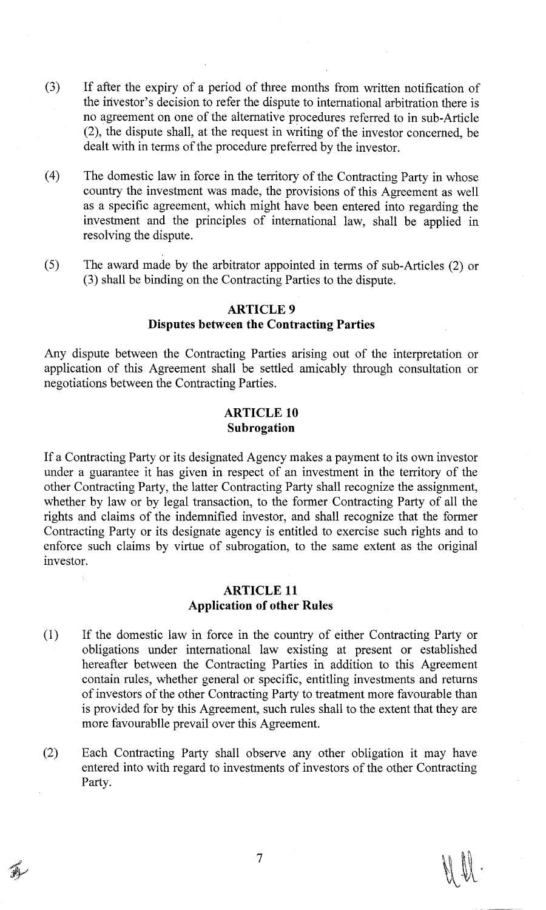(3) If after the expiry of a period of three months from written notification of the investor's decision to refer the dispute to international arbitration there is no agreement on one of the alternative procedures referred to in sub-Article (2), the dispute shall, at the request in writing of the investor concerned, be dealt with in terms of the procedure preferred by the investor.

(4) The domestic law in force in the territory of the Contracting Party in whose country the investment was made, the provisions of this Agreement as well as a specific agreement, which might have been entered into regarding the investment and the principles of international law, shall be applied in resolving the dispute.

(5) The award made by the arbitrator appointed in terms of sub-Articles (2) or (3) shall be binding on the Contracting Parties to the dispute.

## ARTICLE 9
## Disputes between the Contracting Parties

Any dispute between the Contracting Parties arising out of the interpretation or application of this Agreement shall be settled amicably through consultation or negotiations between the Contracting Parties.

## ARTICLE 10
## Subrogation

If a Contracting Party or its designated Agency makes a payment to its own investor under a guarantee it has given in respect of an investment in the territory of the other Contracting Party, the latter Contracting Party shall recognize the assignment, whether by law or by legal transaction, to the former Contracting Party of all the rights and claims of the indemnified investor, and shall recognize that the former Contracting Party or its designate agency is entitled to exercise such rights and to enforce such claims by virtue of subrogation, to the same extent as the original investor.

## ARTICLE 11
## Application of other Rules

(1) If the domestic law in force in the country of either Contracting Party or obligations under international law existing at present or established hereafter between the Contracting Parties in addition to this Agreement contain rules, whether general or specific, entitling investments and returns of investors of the other Contracting Party to treatment more favourable than is provided for by this Agreement, such rules shall to the extent that they are more favourablle prevail over this Agreement.

(2) Each Contracting Party shall observe any other obligation it may have entered into with regard to investments of investors of the other Contracting Party.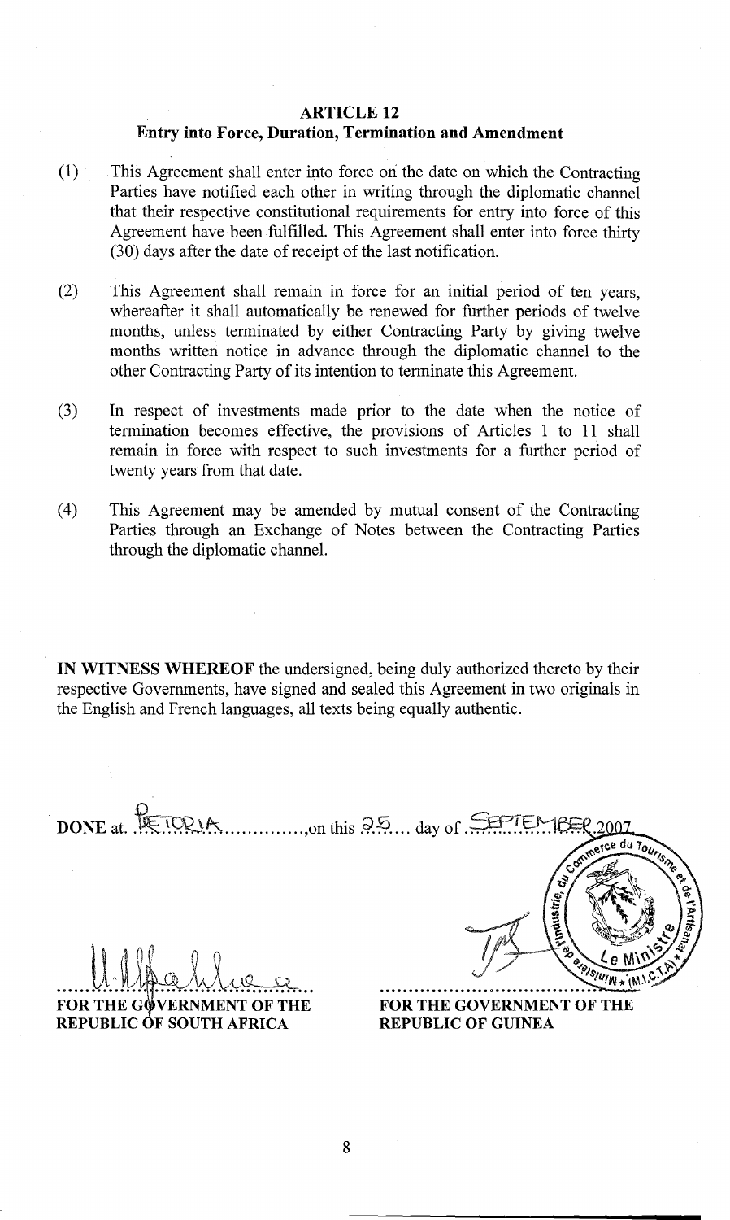## ARTICLE 12

### Entry into Force, Duration, Termination and Amendment

(1) This Agreement shall enter into force on the date on which the Contracting Parties have notified each other in writing through the diplomatic channel that their respective constitutional requirements for entry into force of this Agreement have been fulfilled. This Agreement shall enter into force thirty (30) days after the date of receipt of the last notification.

(2) This Agreement shall remain in force for an initial period of ten years, whereafter it shall automatically be renewed for further periods of twelve months, unless terminated by either Contracting Party by giving twelve months written notice in advance through the diplomatic channel to the other Contracting Party of its intention to terminate this Agreement.

(3) In respect of investments made prior to the date when the notice of termination becomes effective, the provisions of Articles 1 to 11 shall remain in force with respect to such investments for a further period of twenty years from that date.

(4) This Agreement may be amended by mutual consent of the Contracting Parties through an Exchange of Notes between the Contracting Parties through the diplomatic channel.

**IN WITNESS WHEREOF** the undersigned, being duly authorized thereto by their respective Governments, have signed and sealed this Agreement in two originals in the English and French languages, all texts being equally authentic.

**DONE** at PRETORIA, on this 25 day of SEPTEMBER 2007.

| | |
|---|---|
| **FOR THE GOVERNMENT OF THE REPUBLIC OF SOUTH AFRICA** | **FOR THE GOVERNMENT OF THE REPUBLIC OF GUINEA** |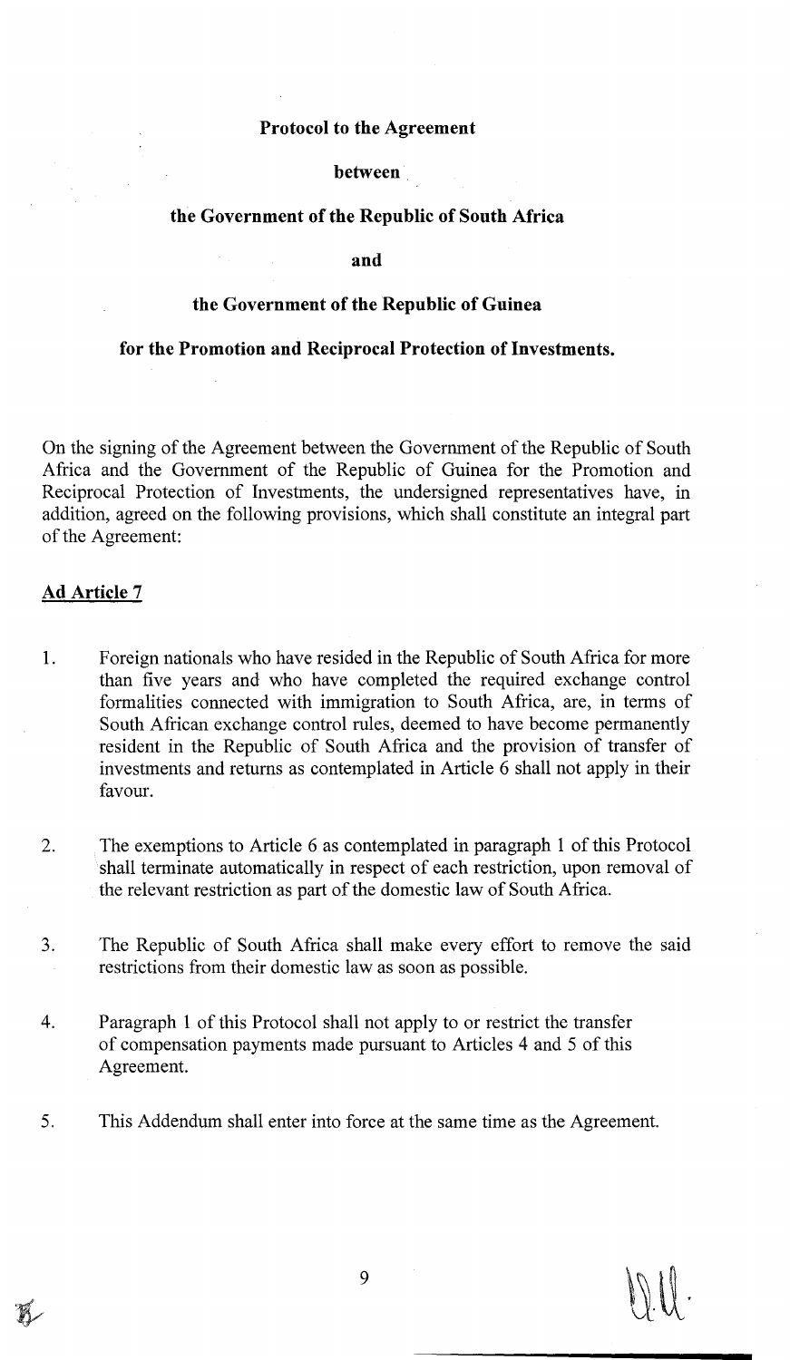**Protocol to the Agreement**

**between**

**the Government of the Republic of South Africa**

**and**

**the Government of the Republic of Guinea**

**for the Promotion and Reciprocal Protection of Investments.**

On the signing of the Agreement between the Government of the Republic of South Africa and the Government of the Republic of Guinea for the Promotion and Reciprocal Protection of Investments, the undersigned representatives have, in addition, agreed on the following provisions, which shall constitute an integral part of the Agreement:

**Ad Article 7**

1. Foreign nationals who have resided in the Republic of South Africa for more than five years and who have completed the required exchange control formalities connected with immigration to South Africa, are, in terms of South African exchange control rules, deemed to have become permanently resident in the Republic of South Africa and the provision of transfer of investments and returns as contemplated in Article 6 shall not apply in their favour.

2. The exemptions to Article 6 as contemplated in paragraph 1 of this Protocol shall terminate automatically in respect of each restriction, upon removal of the relevant restriction as part of the domestic law of South Africa.

3. The Republic of South Africa shall make every effort to remove the said restrictions from their domestic law as soon as possible.

4. Paragraph 1 of this Protocol shall not apply to or restrict the transfer of compensation payments made pursuant to Articles 4 and 5 of this Agreement.

5. This Addendum shall enter into force at the same time as the Agreement.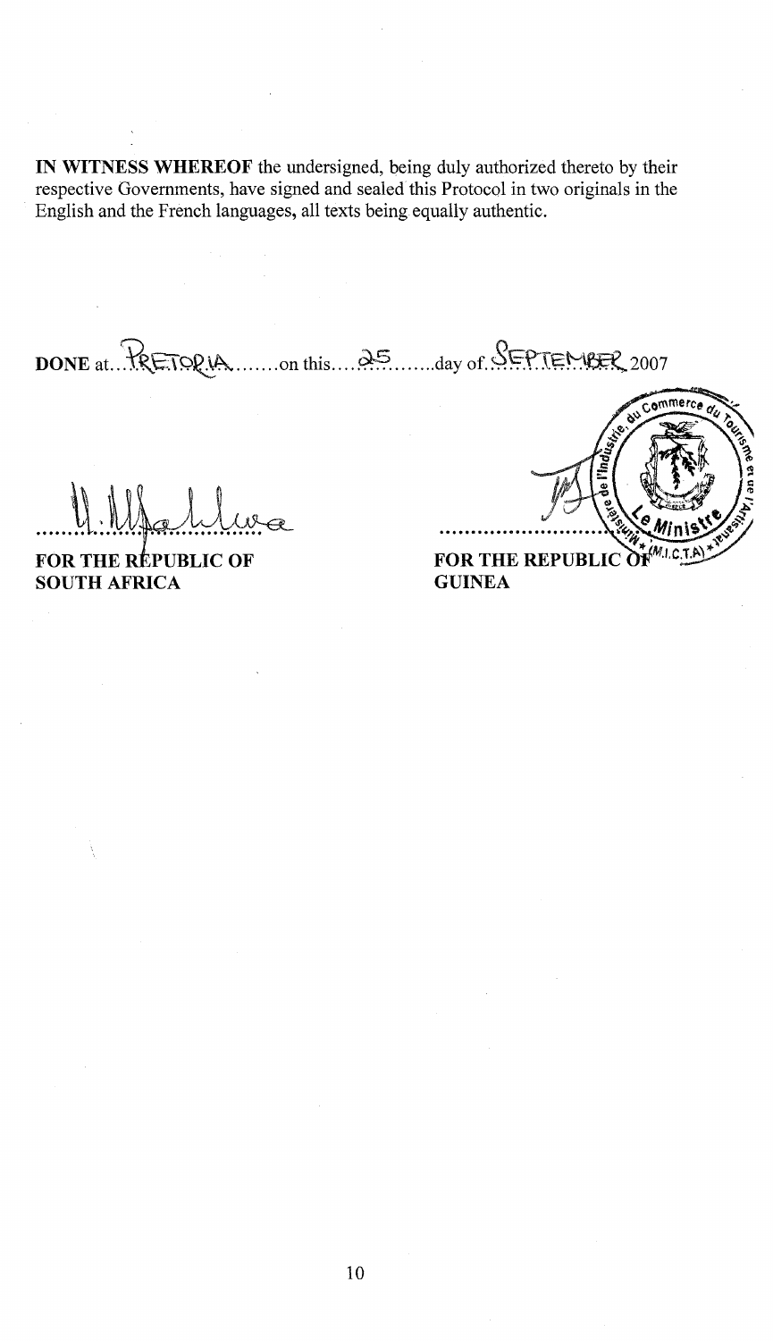**IN WITNESS WHEREOF** the undersigned, being duly authorized thereto by their respective Governments, have signed and sealed this Protocol in two originals in the English and the French languages, all texts being equally authentic.

**DONE** at...PRETORIA........on this....25........day of.SEPTEMBER 2007

| | |
|---|---|
| ........................................ | ........................................ |
| **FOR THE REPUBLIC OF SOUTH AFRICA** | **FOR THE REPUBLIC OF GUINEA** |